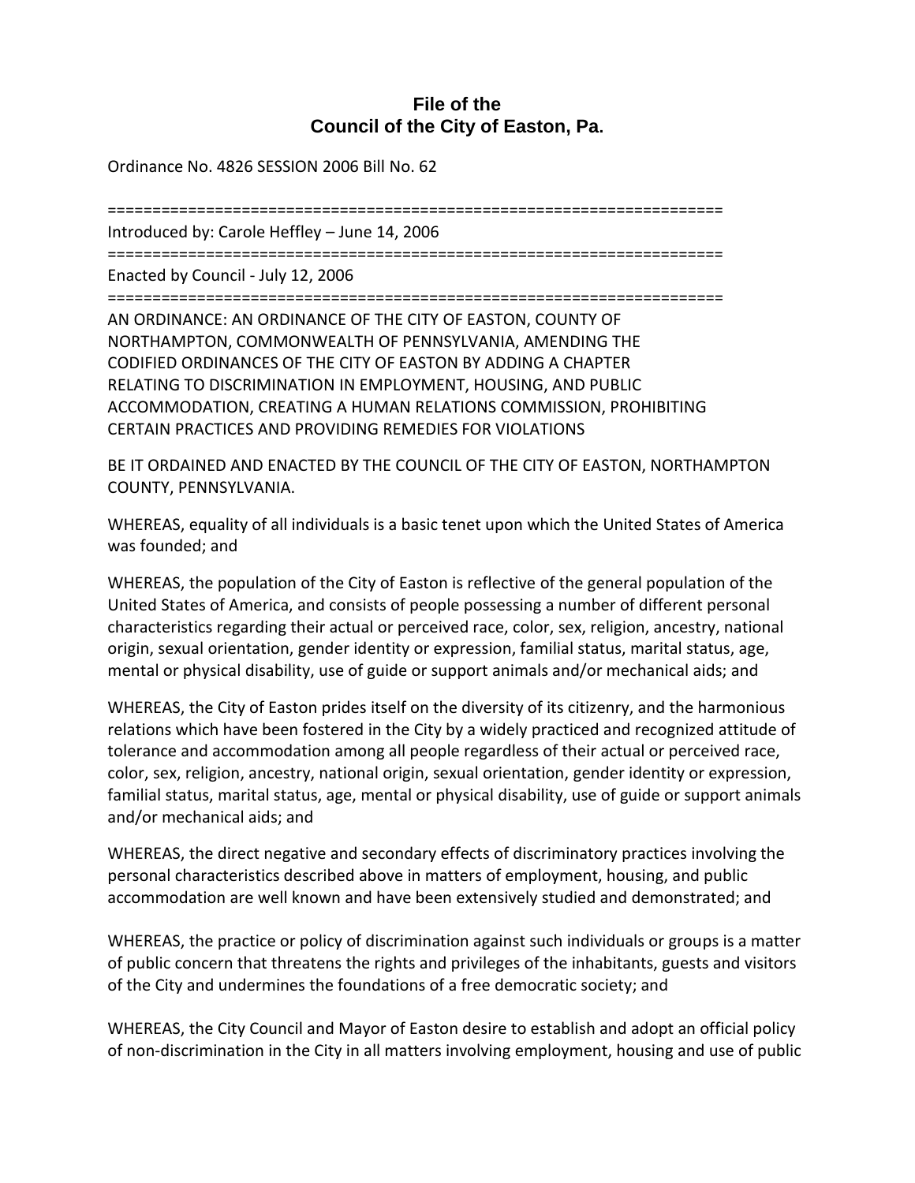# File of the
# Council of the City of Easton, Pa.

Ordinance No. 4826 SESSION 2006 Bill No. 62

======================================================================

Introduced by: Carole Heffley – June 14, 2006

======================================================================

Enacted by Council - July 12, 2006

======================================================================

AN ORDINANCE: AN ORDINANCE OF THE CITY OF EASTON, COUNTY OF NORTHAMPTON, COMMONWEALTH OF PENNSYLVANIA, AMENDING THE CODIFIED ORDINANCES OF THE CITY OF EASTON BY ADDING A CHAPTER RELATING TO DISCRIMINATION IN EMPLOYMENT, HOUSING, AND PUBLIC ACCOMMODATION, CREATING A HUMAN RELATIONS COMMISSION, PROHIBITING CERTAIN PRACTICES AND PROVIDING REMEDIES FOR VIOLATIONS

BE IT ORDAINED AND ENACTED BY THE COUNCIL OF THE CITY OF EASTON, NORTHAMPTON COUNTY, PENNSYLVANIA.

WHEREAS, equality of all individuals is a basic tenet upon which the United States of America was founded; and

WHEREAS, the population of the City of Easton is reflective of the general population of the United States of America, and consists of people possessing a number of different personal characteristics regarding their actual or perceived race, color, sex, religion, ancestry, national origin, sexual orientation, gender identity or expression, familial status, marital status, age, mental or physical disability, use of guide or support animals and/or mechanical aids; and

WHEREAS, the City of Easton prides itself on the diversity of its citizenry, and the harmonious relations which have been fostered in the City by a widely practiced and recognized attitude of tolerance and accommodation among all people regardless of their actual or perceived race, color, sex, religion, ancestry, national origin, sexual orientation, gender identity or expression, familial status, marital status, age, mental or physical disability, use of guide or support animals and/or mechanical aids; and

WHEREAS, the direct negative and secondary effects of discriminatory practices involving the personal characteristics described above in matters of employment, housing, and public accommodation are well known and have been extensively studied and demonstrated; and

WHEREAS, the practice or policy of discrimination against such individuals or groups is a matter of public concern that threatens the rights and privileges of the inhabitants, guests and visitors of the City and undermines the foundations of a free democratic society; and

WHEREAS, the City Council and Mayor of Easton desire to establish and adopt an official policy of non-discrimination in the City in all matters involving employment, housing and use of public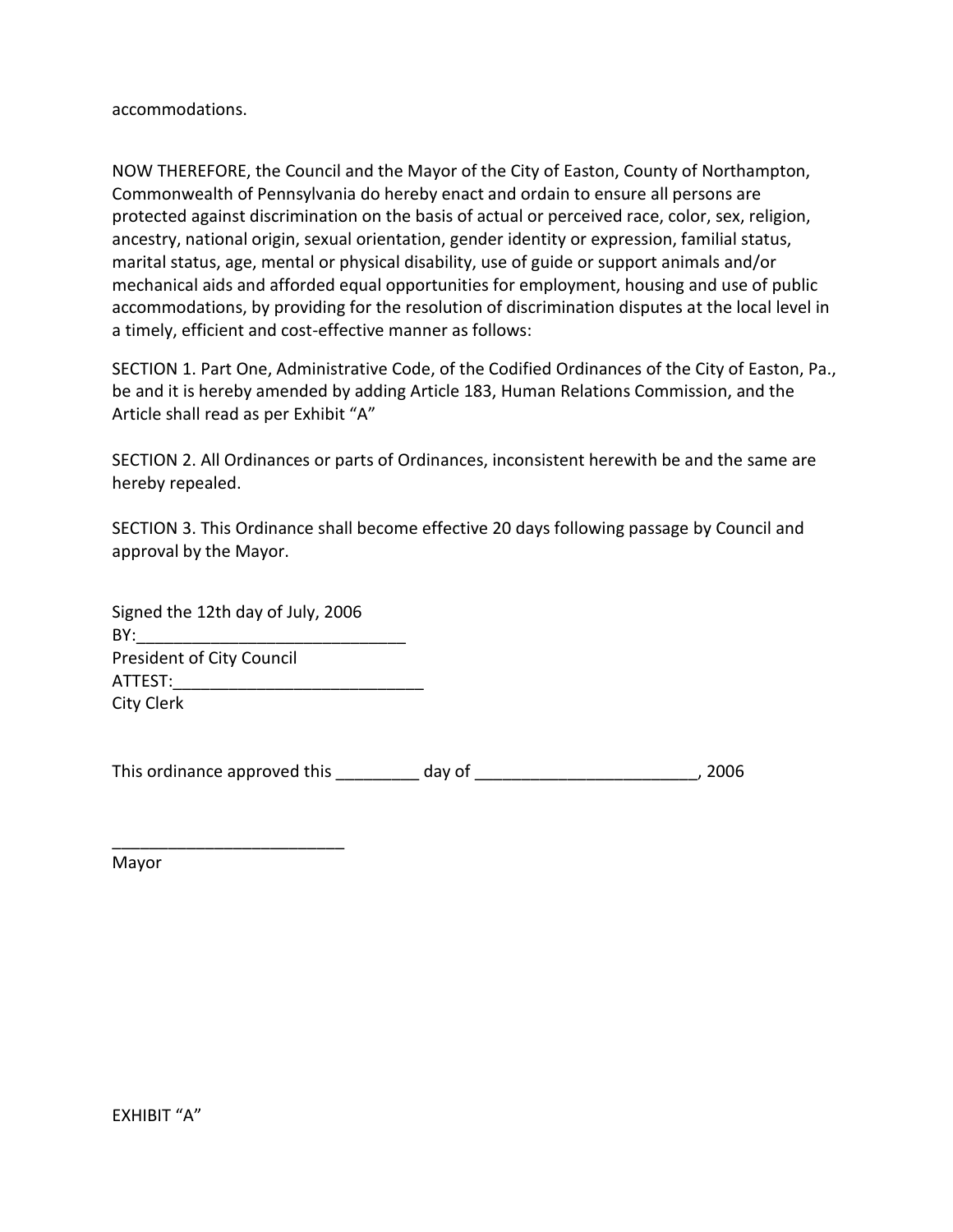accommodations.

NOW THEREFORE, the Council and the Mayor of the City of Easton, County of Northampton, Commonwealth of Pennsylvania do hereby enact and ordain to ensure all persons are protected against discrimination on the basis of actual or perceived race, color, sex, religion, ancestry, national origin, sexual orientation, gender identity or expression, familial status, marital status, age, mental or physical disability, use of guide or support animals and/or mechanical aids and afforded equal opportunities for employment, housing and use of public accommodations, by providing for the resolution of discrimination disputes at the local level in a timely, efficient and cost-effective manner as follows:

SECTION 1. Part One, Administrative Code, of the Codified Ordinances of the City of Easton, Pa., be and it is hereby amended by adding Article 183, Human Relations Commission, and the Article shall read as per Exhibit "A"

SECTION 2. All Ordinances or parts of Ordinances, inconsistent herewith be and the same are hereby repealed.

SECTION 3. This Ordinance shall become effective 20 days following passage by Council and approval by the Mayor.

Signed the 12th day of July, 2006
BY:_____________________________
President of City Council
ATTEST:___________________________
City Clerk

This ordinance approved this _________ day of ________________________, 2006

_________________________
Mayor

EXHIBIT "A"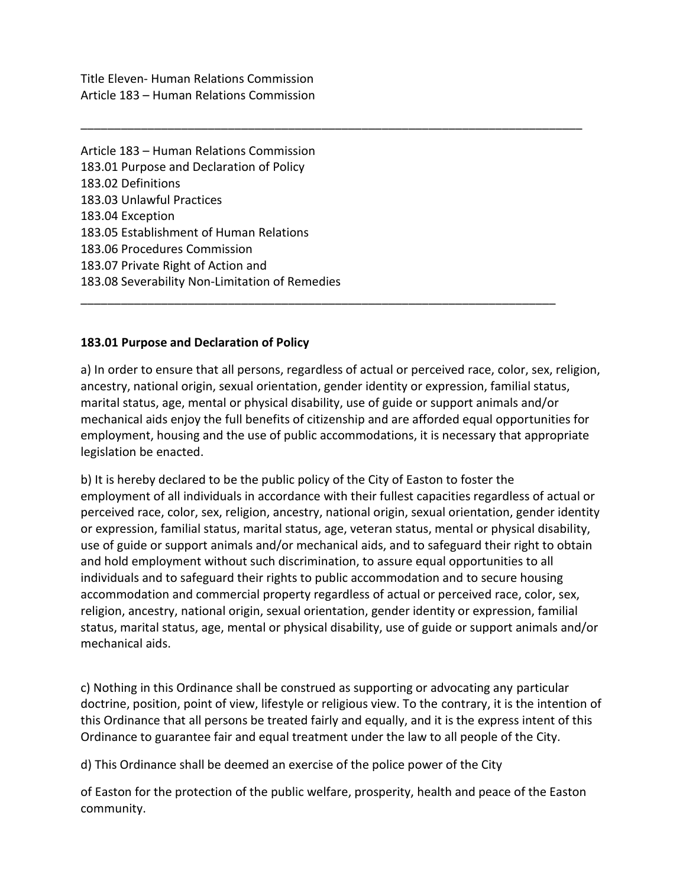Title Eleven- Human Relations Commission
Article 183 – Human Relations Commission

---

Article 183 – Human Relations Commission
183.01 Purpose and Declaration of Policy
183.02 Definitions
183.03 Unlawful Practices
183.04 Exception
183.05 Establishment of Human Relations
183.06 Procedures Commission
183.07 Private Right of Action and
183.08 Severability Non-Limitation of Remedies

---

**183.01 Purpose and Declaration of Policy**

a) In order to ensure that all persons, regardless of actual or perceived race, color, sex, religion, ancestry, national origin, sexual orientation, gender identity or expression, familial status, marital status, age, mental or physical disability, use of guide or support animals and/or mechanical aids enjoy the full benefits of citizenship and are afforded equal opportunities for employment, housing and the use of public accommodations, it is necessary that appropriate legislation be enacted.

b) It is hereby declared to be the public policy of the City of Easton to foster the employment of all individuals in accordance with their fullest capacities regardless of actual or perceived race, color, sex, religion, ancestry, national origin, sexual orientation, gender identity or expression, familial status, marital status, age, veteran status, mental or physical disability, use of guide or support animals and/or mechanical aids, and to safeguard their right to obtain and hold employment without such discrimination, to assure equal opportunities to all individuals and to safeguard their rights to public accommodation and to secure housing accommodation and commercial property regardless of actual or perceived race, color, sex, religion, ancestry, national origin, sexual orientation, gender identity or expression, familial status, marital status, age, mental or physical disability, use of guide or support animals and/or mechanical aids.

c) Nothing in this Ordinance shall be construed as supporting or advocating any particular doctrine, position, point of view, lifestyle or religious view. To the contrary, it is the intention of this Ordinance that all persons be treated fairly and equally, and it is the express intent of this Ordinance to guarantee fair and equal treatment under the law to all people of the City.

d) This Ordinance shall be deemed an exercise of the police power of the City

of Easton for the protection of the public welfare, prosperity, health and peace of the Easton community.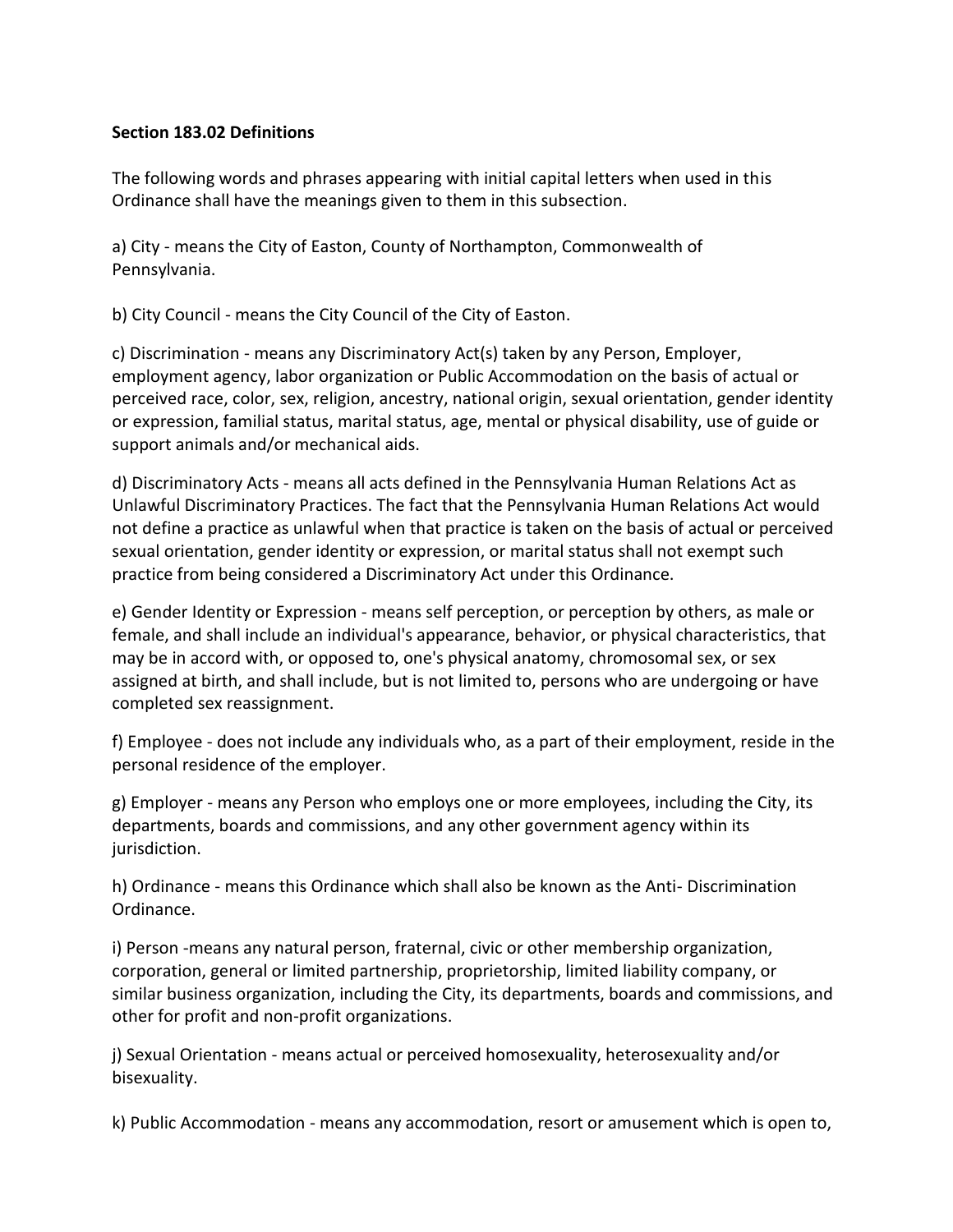**Section 183.02 Definitions**

The following words and phrases appearing with initial capital letters when used in this Ordinance shall have the meanings given to them in this subsection.

a) City - means the City of Easton, County of Northampton, Commonwealth of Pennsylvania.

b) City Council - means the City Council of the City of Easton.

c) Discrimination - means any Discriminatory Act(s) taken by any Person, Employer, employment agency, labor organization or Public Accommodation on the basis of actual or perceived race, color, sex, religion, ancestry, national origin, sexual orientation, gender identity or expression, familial status, marital status, age, mental or physical disability, use of guide or support animals and/or mechanical aids.

d) Discriminatory Acts - means all acts defined in the Pennsylvania Human Relations Act as Unlawful Discriminatory Practices. The fact that the Pennsylvania Human Relations Act would not define a practice as unlawful when that practice is taken on the basis of actual or perceived sexual orientation, gender identity or expression, or marital status shall not exempt such practice from being considered a Discriminatory Act under this Ordinance.

e) Gender Identity or Expression - means self perception, or perception by others, as male or female, and shall include an individual's appearance, behavior, or physical characteristics, that may be in accord with, or opposed to, one's physical anatomy, chromosomal sex, or sex assigned at birth, and shall include, but is not limited to, persons who are undergoing or have completed sex reassignment.

f) Employee - does not include any individuals who, as a part of their employment, reside in the personal residence of the employer.

g) Employer - means any Person who employs one or more employees, including the City, its departments, boards and commissions, and any other government agency within its jurisdiction.

h) Ordinance - means this Ordinance which shall also be known as the Anti- Discrimination Ordinance.

i) Person -means any natural person, fraternal, civic or other membership organization, corporation, general or limited partnership, proprietorship, limited liability company, or similar business organization, including the City, its departments, boards and commissions, and other for profit and non-profit organizations.

j) Sexual Orientation - means actual or perceived homosexuality, heterosexuality and/or bisexuality.

k) Public Accommodation - means any accommodation, resort or amusement which is open to,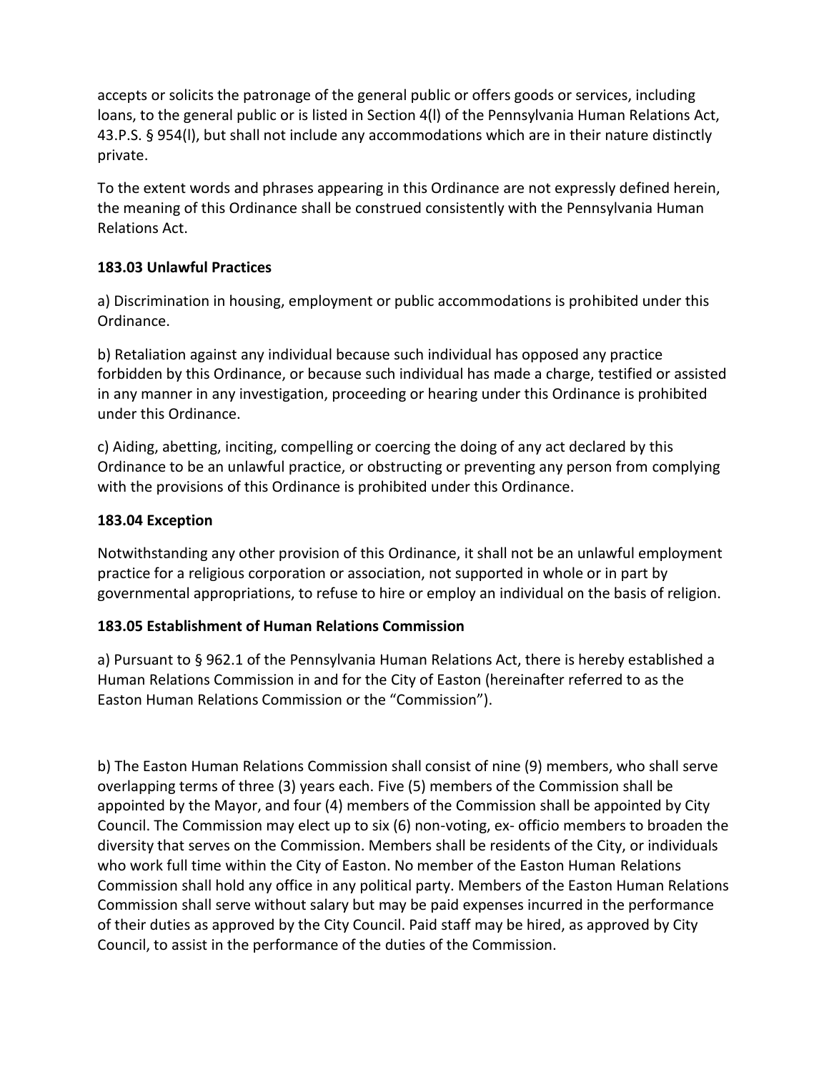accepts or solicits the patronage of the general public or offers goods or services, including loans, to the general public or is listed in Section 4(l) of the Pennsylvania Human Relations Act, 43.P.S. § 954(l), but shall not include any accommodations which are in their nature distinctly private.

To the extent words and phrases appearing in this Ordinance are not expressly defined herein, the meaning of this Ordinance shall be construed consistently with the Pennsylvania Human Relations Act.

### 183.03 Unlawful Practices

a) Discrimination in housing, employment or public accommodations is prohibited under this Ordinance.

b) Retaliation against any individual because such individual has opposed any practice forbidden by this Ordinance, or because such individual has made a charge, testified or assisted in any manner in any investigation, proceeding or hearing under this Ordinance is prohibited under this Ordinance.

c) Aiding, abetting, inciting, compelling or coercing the doing of any act declared by this Ordinance to be an unlawful practice, or obstructing or preventing any person from complying with the provisions of this Ordinance is prohibited under this Ordinance.

### 183.04 Exception

Notwithstanding any other provision of this Ordinance, it shall not be an unlawful employment practice for a religious corporation or association, not supported in whole or in part by governmental appropriations, to refuse to hire or employ an individual on the basis of religion.

### 183.05 Establishment of Human Relations Commission

a) Pursuant to § 962.1 of the Pennsylvania Human Relations Act, there is hereby established a Human Relations Commission in and for the City of Easton (hereinafter referred to as the Easton Human Relations Commission or the "Commission").

b) The Easton Human Relations Commission shall consist of nine (9) members, who shall serve overlapping terms of three (3) years each. Five (5) members of the Commission shall be appointed by the Mayor, and four (4) members of the Commission shall be appointed by City Council. The Commission may elect up to six (6) non-voting, ex- officio members to broaden the diversity that serves on the Commission. Members shall be residents of the City, or individuals who work full time within the City of Easton. No member of the Easton Human Relations Commission shall hold any office in any political party. Members of the Easton Human Relations Commission shall serve without salary but may be paid expenses incurred in the performance of their duties as approved by the City Council. Paid staff may be hired, as approved by City Council, to assist in the performance of the duties of the Commission.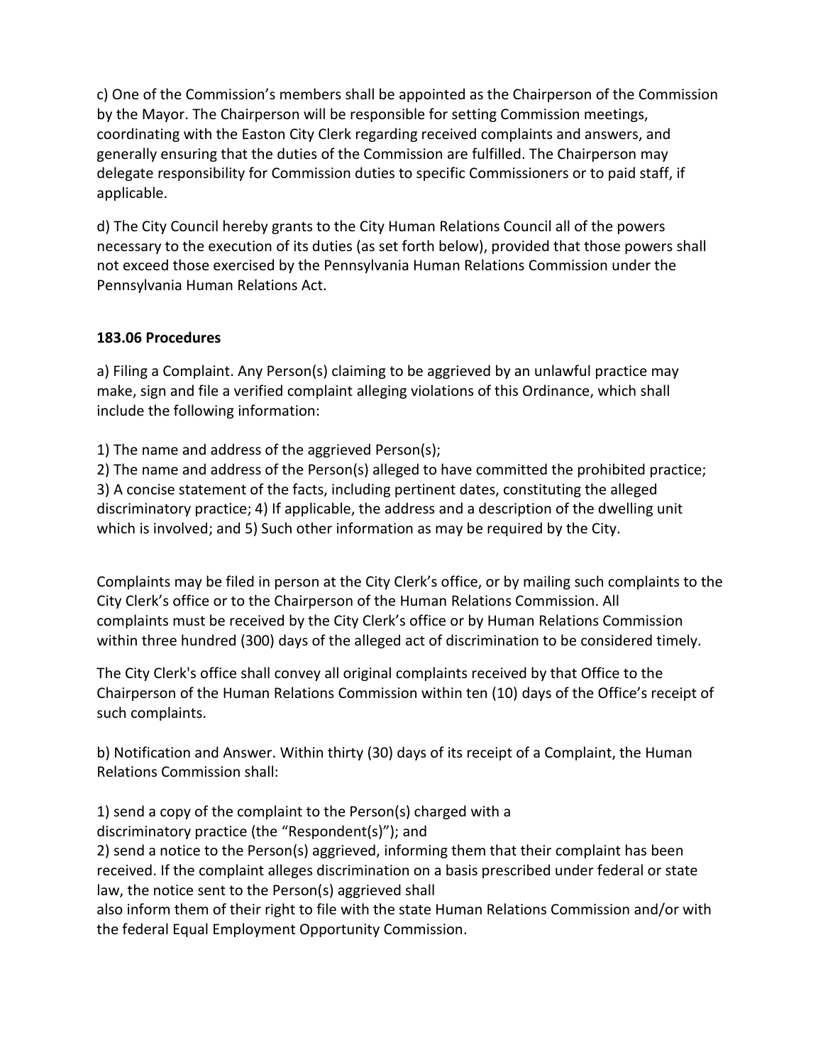c) One of the Commission's members shall be appointed as the Chairperson of the Commission by the Mayor. The Chairperson will be responsible for setting Commission meetings, coordinating with the Easton City Clerk regarding received complaints and answers, and generally ensuring that the duties of the Commission are fulfilled. The Chairperson may delegate responsibility for Commission duties to specific Commissioners or to paid staff, if applicable.

d) The City Council hereby grants to the City Human Relations Council all of the powers necessary to the execution of its duties (as set forth below), provided that those powers shall not exceed those exercised by the Pennsylvania Human Relations Commission under the Pennsylvania Human Relations Act.

**183.06 Procedures**

a) Filing a Complaint. Any Person(s) claiming to be aggrieved by an unlawful practice may make, sign and file a verified complaint alleging violations of this Ordinance, which shall include the following information:

1) The name and address of the aggrieved Person(s);
2) The name and address of the Person(s) alleged to have committed the prohibited practice;
3) A concise statement of the facts, including pertinent dates, constituting the alleged discriminatory practice; 4) If applicable, the address and a description of the dwelling unit which is involved; and 5) Such other information as may be required by the City.

Complaints may be filed in person at the City Clerk's office, or by mailing such complaints to the City Clerk's office or to the Chairperson of the Human Relations Commission. All complaints must be received by the City Clerk's office or by Human Relations Commission within three hundred (300) days of the alleged act of discrimination to be considered timely.

The City Clerk's office shall convey all original complaints received by that Office to the Chairperson of the Human Relations Commission within ten (10) days of the Office's receipt of such complaints.

b) Notification and Answer. Within thirty (30) days of its receipt of a Complaint, the Human Relations Commission shall:

1) send a copy of the complaint to the Person(s) charged with a discriminatory practice (the "Respondent(s)"); and
2) send a notice to the Person(s) aggrieved, informing them that their complaint has been received. If the complaint alleges discrimination on a basis prescribed under federal or state law, the notice sent to the Person(s) aggrieved shall also inform them of their right to file with the state Human Relations Commission and/or with the federal Equal Employment Opportunity Commission.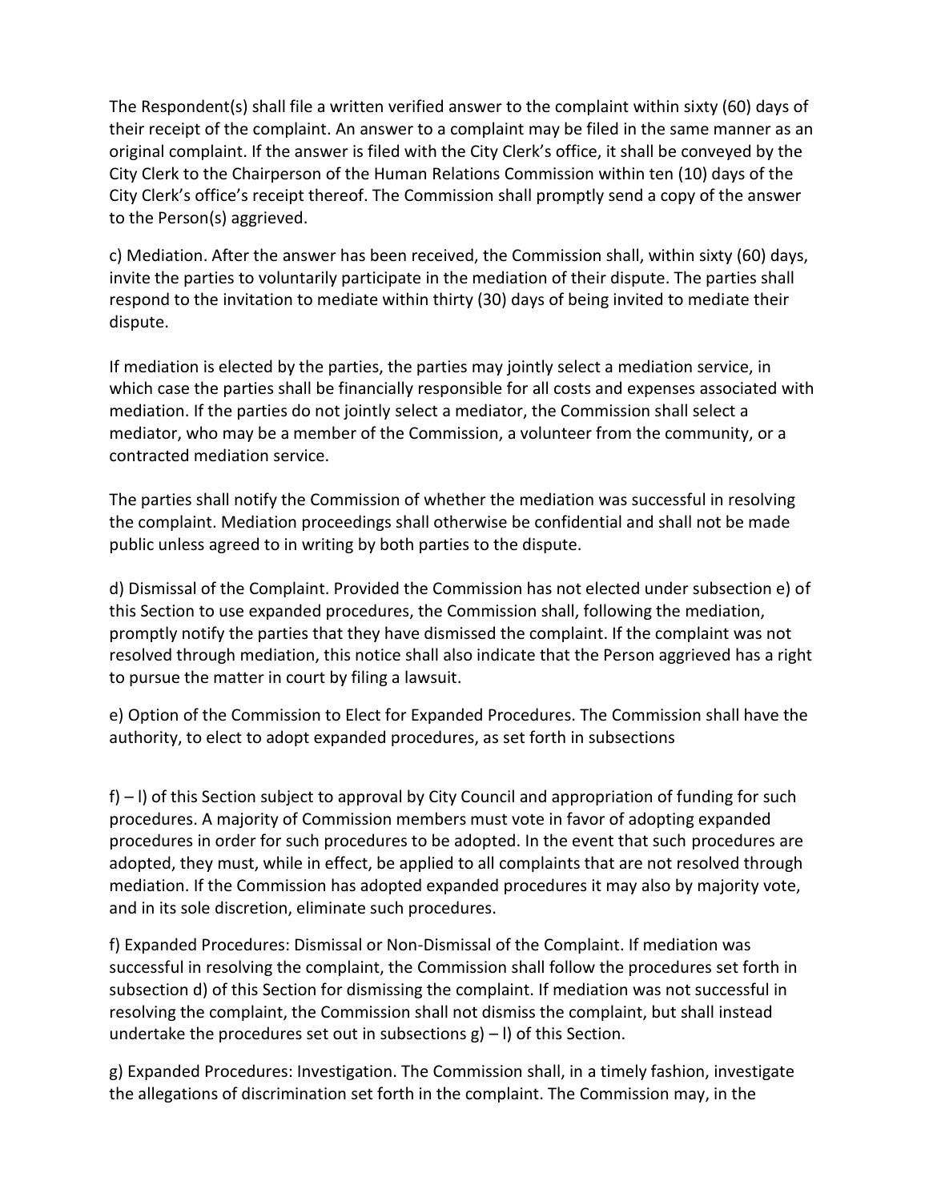The Respondent(s) shall file a written verified answer to the complaint within sixty (60) days of their receipt of the complaint. An answer to a complaint may be filed in the same manner as an original complaint. If the answer is filed with the City Clerk's office, it shall be conveyed by the City Clerk to the Chairperson of the Human Relations Commission within ten (10) days of the City Clerk's office's receipt thereof. The Commission shall promptly send a copy of the answer to the Person(s) aggrieved.

c) Mediation. After the answer has been received, the Commission shall, within sixty (60) days, invite the parties to voluntarily participate in the mediation of their dispute. The parties shall respond to the invitation to mediate within thirty (30) days of being invited to mediate their dispute.

If mediation is elected by the parties, the parties may jointly select a mediation service, in which case the parties shall be financially responsible for all costs and expenses associated with mediation. If the parties do not jointly select a mediator, the Commission shall select a mediator, who may be a member of the Commission, a volunteer from the community, or a contracted mediation service.

The parties shall notify the Commission of whether the mediation was successful in resolving the complaint. Mediation proceedings shall otherwise be confidential and shall not be made public unless agreed to in writing by both parties to the dispute.

d) Dismissal of the Complaint. Provided the Commission has not elected under subsection e) of this Section to use expanded procedures, the Commission shall, following the mediation, promptly notify the parties that they have dismissed the complaint. If the complaint was not resolved through mediation, this notice shall indicate that the Person aggrieved has a right to pursue the matter in court by filing a lawsuit.

e) Option of the Commission to Elect for Expanded Procedures. The Commission shall have the authority, to elect to adopt expanded procedures, as set forth in subsections

f) – l) of this Section subject to approval by City Council and appropriation of funding for such procedures. A majority of Commission members must vote in favor of adopting expanded procedures in order for such procedures to be adopted. In the event that such procedures are adopted, they must, while in effect, be applied to all complaints that are not resolved through mediation. If the Commission has adopted expanded procedures it may also by majority vote, and in its sole discretion, eliminate such procedures.

f) Expanded Procedures: Dismissal or Non-Dismissal of the Complaint. If mediation was successful in resolving the complaint, the Commission shall follow the procedures set forth in subsection d) of this Section for dismissing the complaint. If mediation was not successful in resolving the complaint, the Commission shall not dismiss the complaint, but shall instead undertake the procedures set out in subsections g) – l) of this Section.

g) Expanded Procedures: Investigation. The Commission shall, in a timely fashion, investigate the allegations of discrimination set forth in the complaint. The Commission may, in the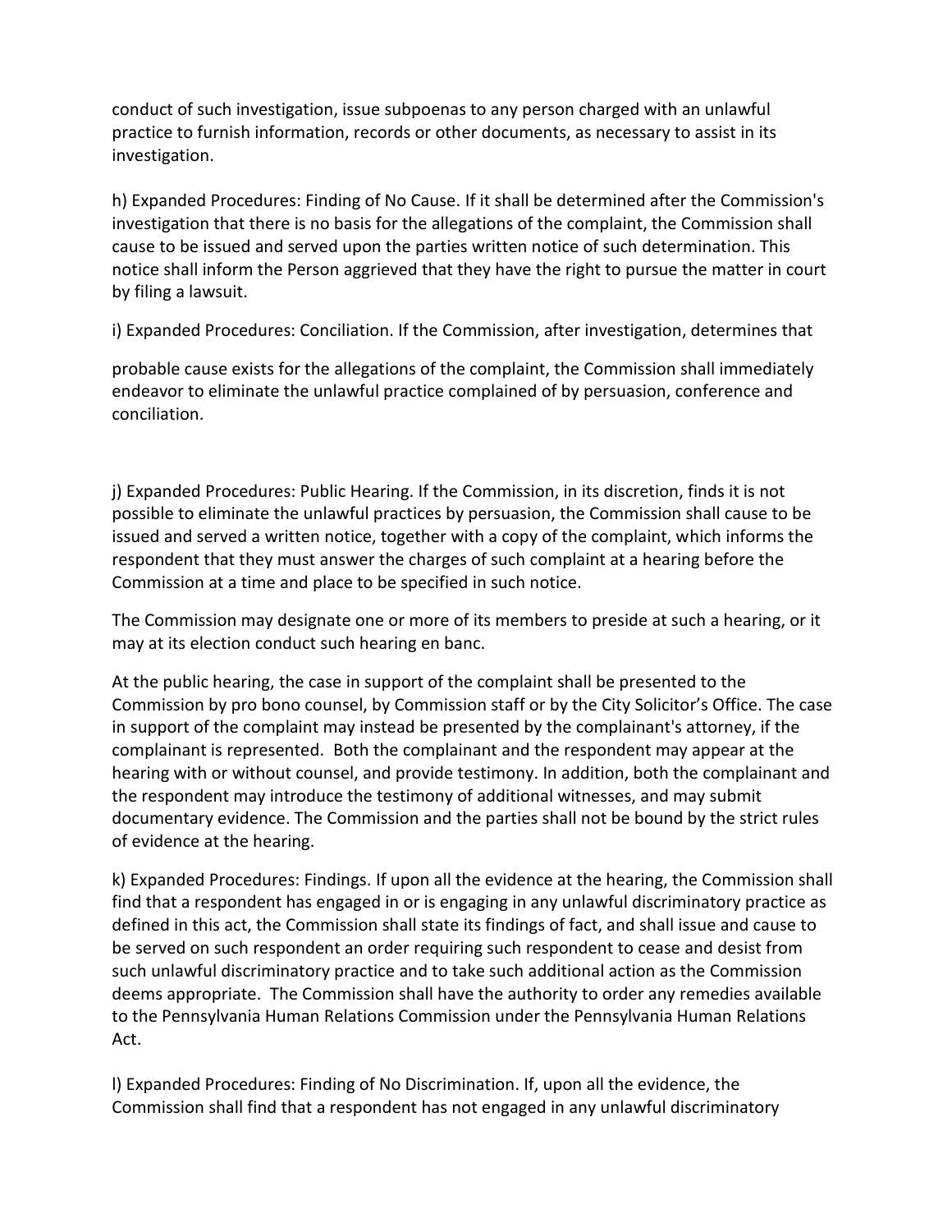conduct of such investigation, issue subpoenas to any person charged with an unlawful practice to furnish information, records or other documents, as necessary to assist in its investigation.

h) Expanded Procedures: Finding of No Cause. If it shall be determined after the Commission's investigation that there is no basis for the allegations of the complaint, the Commission shall cause to be issued and served upon the parties written notice of such determination. This notice shall inform the Person aggrieved that they have the right to pursue the matter in court by filing a lawsuit.

i) Expanded Procedures: Conciliation. If the Commission, after investigation, determines that

probable cause exists for the allegations of the complaint, the Commission shall immediately endeavor to eliminate the unlawful practice complained of by persuasion, conference and conciliation.

j) Expanded Procedures: Public Hearing. If the Commission, in its discretion, finds it is not possible to eliminate the unlawful practices by persuasion, the Commission shall cause to be issued and served a written notice, together with a copy of the complaint, which informs the respondent that they must answer the charges of such complaint at a hearing before the Commission at a time and place to be specified in such notice.

The Commission may designate one or more of its members to preside at such a hearing, or it may at its election conduct such hearing en banc.

At the public hearing, the case in support of the complaint shall be presented to the Commission by pro bono counsel, by Commission staff or by the City Solicitor's Office. The case in support of the complaint may instead be presented by the complainant's attorney, if the complainant is represented. Both the complainant and the respondent may appear at the hearing with or without counsel, and provide testimony. In addition, both the complainant and the respondent may introduce the testimony of additional witnesses, and may submit documentary evidence. The Commission and the parties shall not be bound by the strict rules of evidence at the hearing.

k) Expanded Procedures: Findings. If upon all the evidence at the hearing, the Commission shall find that a respondent has engaged in or is engaging in any unlawful discriminatory practice as defined in this act, the Commission shall state its findings of fact, and shall issue and cause to be served on such respondent an order requiring such respondent to cease and desist from such unlawful discriminatory practice and to take such additional action as the Commission deems appropriate. The Commission shall have the authority to order any remedies available to the Pennsylvania Human Relations Commission under the Pennsylvania Human Relations Act.

l) Expanded Procedures: Finding of No Discrimination. If, upon all the evidence, the Commission shall find that a respondent has not engaged in any unlawful discriminatory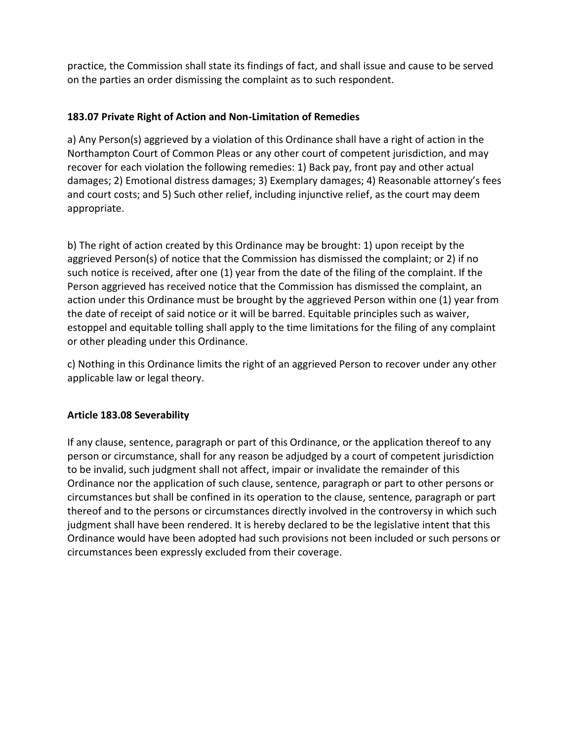practice, the Commission shall state its findings of fact, and shall issue and cause to be served on the parties an order dismissing the complaint as to such respondent.

### 183.07 Private Right of Action and Non-Limitation of Remedies

a) Any Person(s) aggrieved by a violation of this Ordinance shall have a right of action in the Northampton Court of Common Pleas or any other court of competent jurisdiction, and may recover for each violation the following remedies: 1) Back pay, front pay and other actual damages; 2) Emotional distress damages; 3) Exemplary damages; 4) Reasonable attorney's fees and court costs; and 5) Such other relief, including injunctive relief, as the court may deem appropriate.

b) The right of action created by this Ordinance may be brought: 1) upon receipt by the aggrieved Person(s) of notice that the Commission has dismissed the complaint; or 2) if no such notice is received, after one (1) year from the date of the filing of the complaint. If the Person aggrieved has received notice that the Commission has dismissed the complaint, an action under this Ordinance must be brought by the aggrieved Person within one (1) year from the date of receipt of said notice or it will be barred. Equitable principles such as waiver, estoppel and equitable tolling shall apply to the time limitations for the filing of any complaint or other pleading under this Ordinance.

c) Nothing in this Ordinance limits the right of an aggrieved Person to recover under any other applicable law or legal theory.

### Article 183.08 Severability

If any clause, sentence, paragraph or part of this Ordinance, or the application thereof to any person or circumstance, shall for any reason be adjudged by a court of competent jurisdiction to be invalid, such judgment shall not affect, impair or invalidate the remainder of this Ordinance nor the application of such clause, sentence, paragraph or part to other persons or circumstances but shall be confined in its operation to the clause, sentence, paragraph or part thereof and to the persons or circumstances directly involved in the controversy in which such judgment shall have been rendered. It is hereby declared to be the legislative intent that this Ordinance would have been adopted had such provisions not been included or such persons or circumstances been expressly excluded from their coverage.